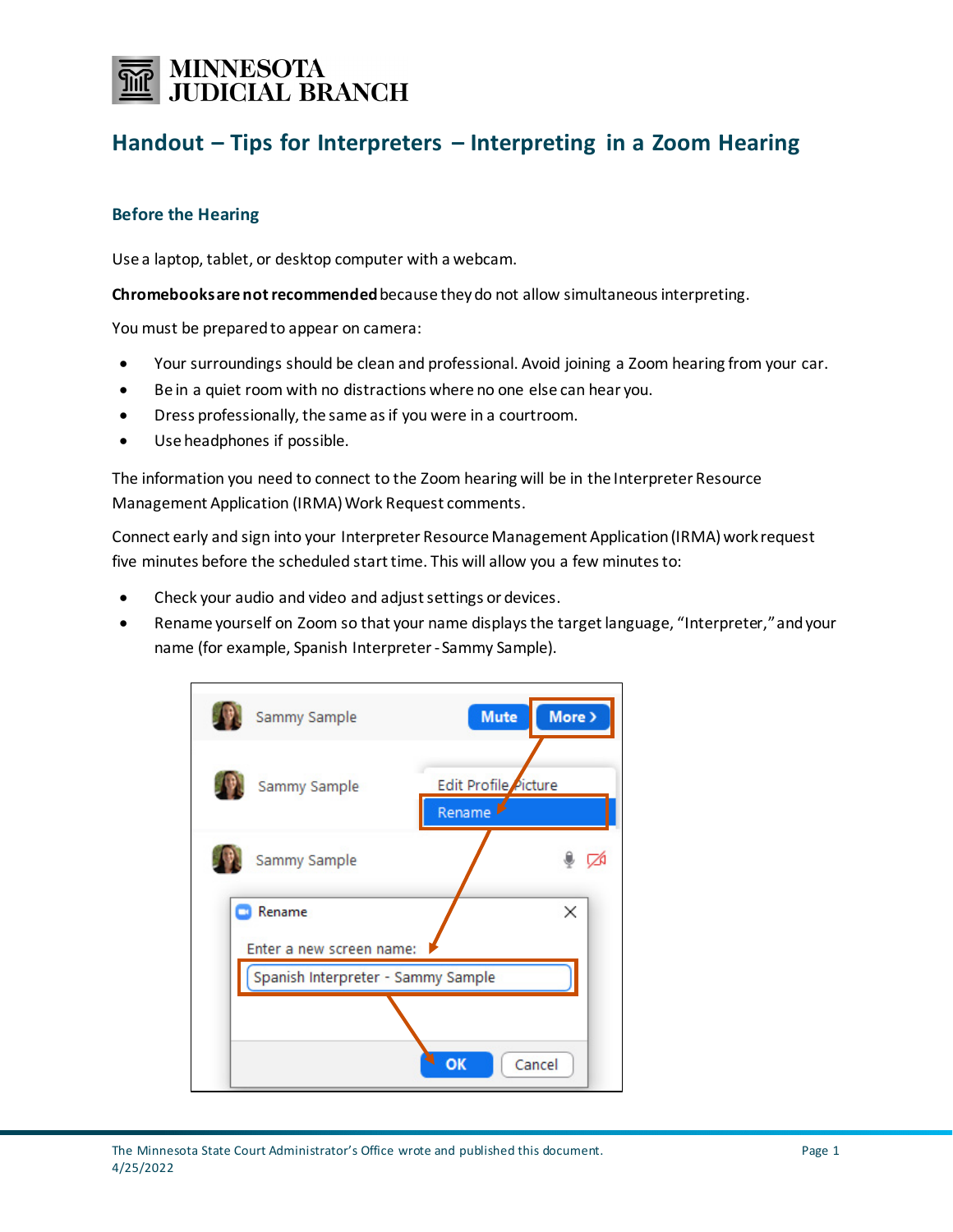MINNESOTA JUDICIAL BRANCH

# Handout – Tips for Interpreters – Interpreting in a Zoom Hearing

## Before the Hearing

Use a laptop, tablet, or desktop computer with a webcam.

**Chromebooks are not recommended** because they do not allow simultaneous interpreting.

You must be prepared to appear on camera:

- Your surroundings should be clean and professional. Avoid joining a Zoom hearing from your car.
- Be in a quiet room with no distractions where no one else can hear you.
- Dress professionally, the same as if you were in a courtroom.
- Use headphones if possible.

The information you need to connect to the Zoom hearing will be in the Interpreter Resource Management Application (IRMA) Work Request comments.

Connect early and sign into your Interpreter Resource Management Application (IRMA) work request five minutes before the scheduled start time. This will allow you a few minutes to:

- Check your audio and video and adjust settings or devices.
- Rename yourself on Zoom so that your name displays the target language, "Interpreter," and your name (for example, Spanish Interpreter - Sammy Sample).

The Minnesota State Court Administrator's Office wrote and published this document.
4/25/2022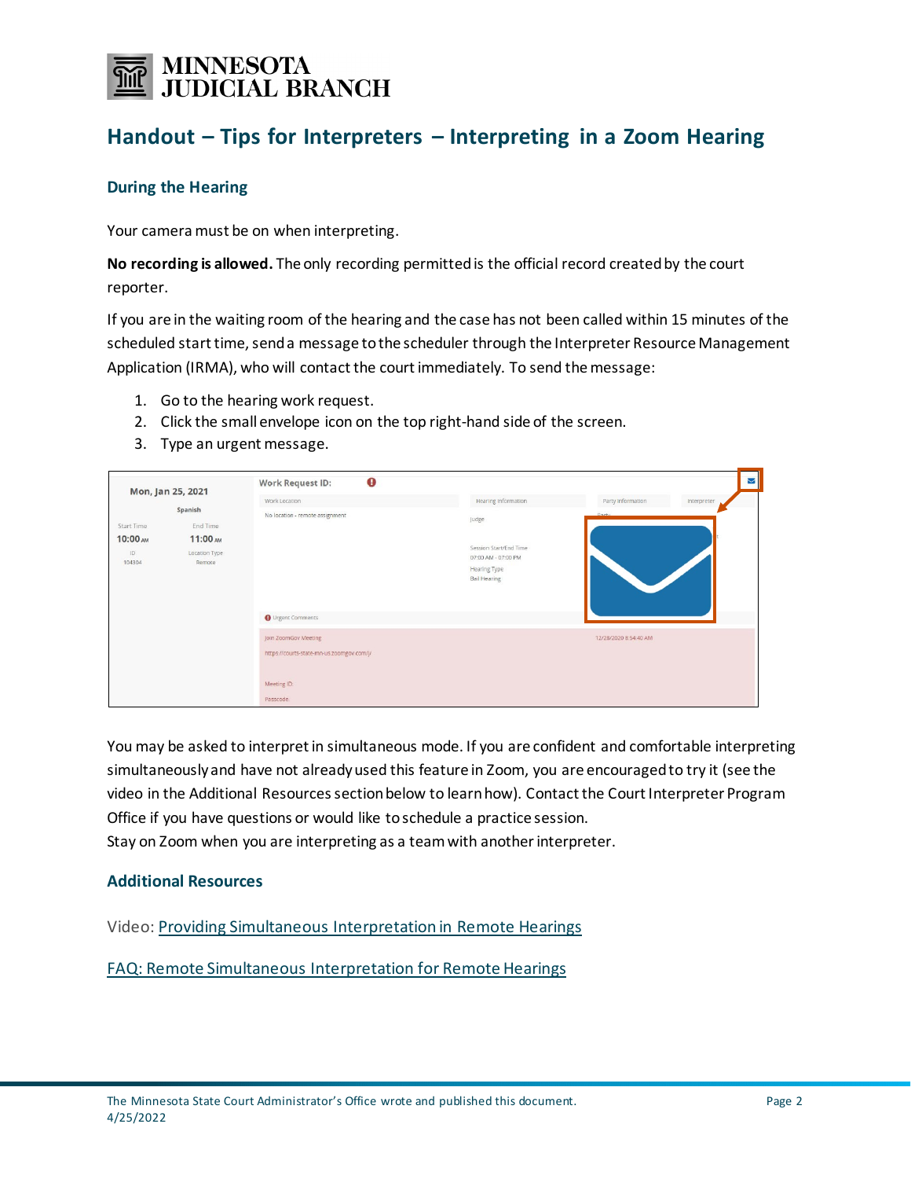# Handout – Tips for Interpreters – Interpreting in a Zoom Hearing

## During the Hearing

Your camera must be on when interpreting.

**No recording is allowed.** The only recording permitted is the official record created by the court reporter.

If you are in the waiting room of the hearing and the case has not been called within 15 minutes of the scheduled start time, send a message to the scheduler through the Interpreter Resource Management Application (IRMA), who will contact the court immediately. To send the message:

1. Go to the hearing work request.
2. Click the small envelope icon on the top right-hand side of the screen.
3. Type an urgent message.

You may be asked to interpret in simultaneous mode. If you are confident and comfortable interpreting simultaneously and have not already used this feature in Zoom, you are encouraged to try it (see the video in the Additional Resources section below to learn how). Contact the Court Interpreter Program Office if you have questions or would like to schedule a practice session.
Stay on Zoom when you are interpreting as a team with another interpreter.

## Additional Resources

Video: Providing Simultaneous Interpretation in Remote Hearings

FAQ: Remote Simultaneous Interpretation for Remote Hearings

The Minnesota State Court Administrator's Office wrote and published this document.
4/25/2022